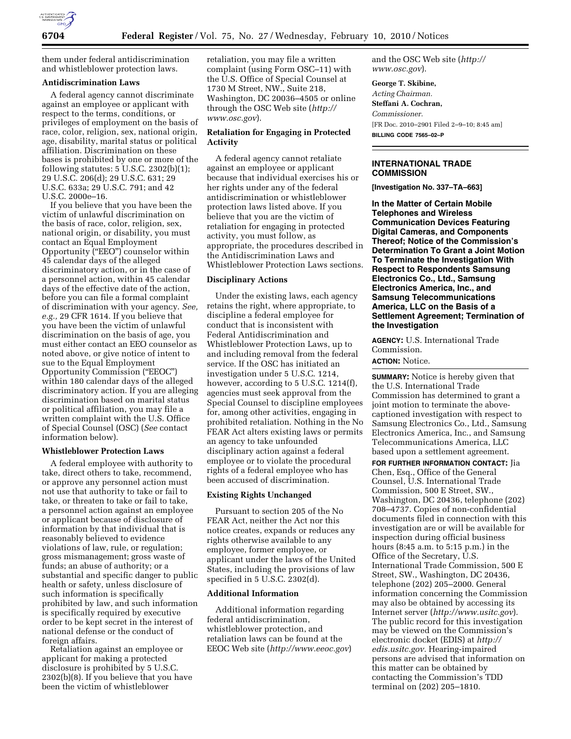them under federal antidiscrimination and whistleblower protection laws.

**Antidiscrimination Laws**

A federal agency cannot discriminate against an employee or applicant with respect to the terms, conditions, or privileges of employment on the basis of race, color, religion, sex, national origin, age, disability, marital status or political affiliation. Discrimination on these bases is prohibited by one or more of the following statutes: 5 U.S.C. 2302(b)(1); 29 U.S.C. 206(d); 29 U.S.C. 631; 29 U.S.C. 633a; 29 U.S.C. 791; and 42 U.S.C. 2000e–16.

If you believe that you have been the victim of unlawful discrimination on the basis of race, color, religion, sex, national origin, or disability, you must contact an Equal Employment Opportunity ("EEO") counselor within 45 calendar days of the alleged discriminatory action, or in the case of a personnel action, within 45 calendar days of the effective date of the action, before you can file a formal complaint of discrimination with your agency. *See, e.g.,* 29 CFR 1614. If you believe that you have been the victim of unlawful discrimination on the basis of age, you must either contact an EEO counselor as noted above, or give notice of intent to sue to the Equal Employment Opportunity Commission ("EEOC") within 180 calendar days of the alleged discriminatory action. If you are alleging discrimination based on marital status or political affiliation, you may file a written complaint with the U.S. Office of Special Counsel (OSC) (*See* contact information below).

**Whistleblower Protection Laws**

A federal employee with authority to take, direct others to take, recommend, or approve any personnel action must not use that authority to take or fail to take, or threaten to take or fail to take, a personnel action against an employee or applicant because of disclosure of information by that individual that is reasonably believed to evidence violations of law, rule, or regulation; gross mismanagement; gross waste of funds; an abuse of authority; or a substantial and specific danger to public health or safety, unless disclosure of such information is specifically prohibited by law, and such information is specifically required by executive order to be kept secret in the interest of national defense or the conduct of foreign affairs.

Retaliation against an employee or applicant for making a protected disclosure is prohibited by 5 U.S.C. 2302(b)(8). If you believe that you have been the victim of whistleblower retaliation, you may file a written complaint (using Form OSC–11) with the U.S. Office of Special Counsel at 1730 M Street, NW., Suite 218, Washington, DC 20036–4505 or online through the OSC Web site (*http://www.osc.gov*).

**Retaliation for Engaging in Protected Activity**

A federal agency cannot retaliate against an employee or applicant because that individual exercises his or her rights under any of the federal antidiscrimination or whistleblower protection laws listed above. If you believe that you are the victim of retaliation for engaging in protected activity, you must follow, as appropriate, the procedures described in the Antidiscrimination Laws and Whistleblower Protection Laws sections.

**Disciplinary Actions**

Under the existing laws, each agency retains the right, where appropriate, to discipline a federal employee for conduct that is inconsistent with Federal Antidiscrimination and Whistleblower Protection Laws, up to and including removal from the federal service. If the OSC has initiated an investigation under 5 U.S.C. 1214, however, according to 5 U.S.C. 1214(f), agencies must seek approval from the Special Counsel to discipline employees for, among other activities, engaging in prohibited retaliation. Nothing in the No FEAR Act alters existing laws or permits an agency to take unfounded disciplinary action against a federal employee or to violate the procedural rights of a federal employee who has been accused of discrimination.

**Existing Rights Unchanged**

Pursuant to section 205 of the No FEAR Act, neither the Act nor this notice creates, expands or reduces any rights otherwise available to any employee, former employee, or applicant under the laws of the United States, including the provisions of law specified in 5 U.S.C. 2302(d).

**Additional Information**

Additional information regarding federal antidiscrimination, whistleblower protection, and retaliation laws can be found at the EEOC Web site (*http://www.eeoc.gov*) and the OSC Web site (*http://www.osc.gov*).

**George T. Skibine,**
*Acting Chairman.*

**Steffani A. Cochran,**
*Commissioner.*

[FR Doc. 2010–2901 Filed 2–9–10; 8:45 am]

**BILLING CODE 7565–02–P**

## INTERNATIONAL TRADE COMMISSION

**[Investigation No. 337–TA–663]**

### In the Matter of Certain Mobile Telephones and Wireless Communication Devices Featuring Digital Cameras, and Components Thereof; Notice of the Commission's Determination To Grant a Joint Motion To Terminate the Investigation With Respect to Respondents Samsung Electronics Co., Ltd., Samsung Electronics America, Inc., and Samsung Telecommunications America, LLC on the Basis of a Settlement Agreement; Termination of the Investigation

**AGENCY:** U.S. International Trade Commission.

**ACTION:** Notice.

**SUMMARY:** Notice is hereby given that the U.S. International Trade Commission has determined to grant a joint motion to terminate the above-captioned investigation with respect to Samsung Electronics Co., Ltd., Samsung Electronics America, Inc., and Samsung Telecommunications America, LLC based upon a settlement agreement.

**FOR FURTHER INFORMATION CONTACT:** Jia Chen, Esq., Office of the General Counsel, U.S. International Trade Commission, 500 E Street, SW., Washington, DC 20436, telephone (202) 708–4737. Copies of non-confidential documents filed in connection with this investigation are or will be available for inspection during official business hours (8:45 a.m. to 5:15 p.m.) in the Office of the Secretary, U.S. International Trade Commission, 500 E Street, SW., Washington, DC 20436, telephone (202) 205–2000. General information concerning the Commission may also be obtained by accessing its Internet server (*http://www.usitc.gov*). The public record for this investigation may be viewed on the Commission's electronic docket (EDIS) at *http://edis.usitc.gov.* Hearing-impaired persons are advised that information on this matter can be obtained by contacting the Commission's TDD terminal on (202) 205–1810.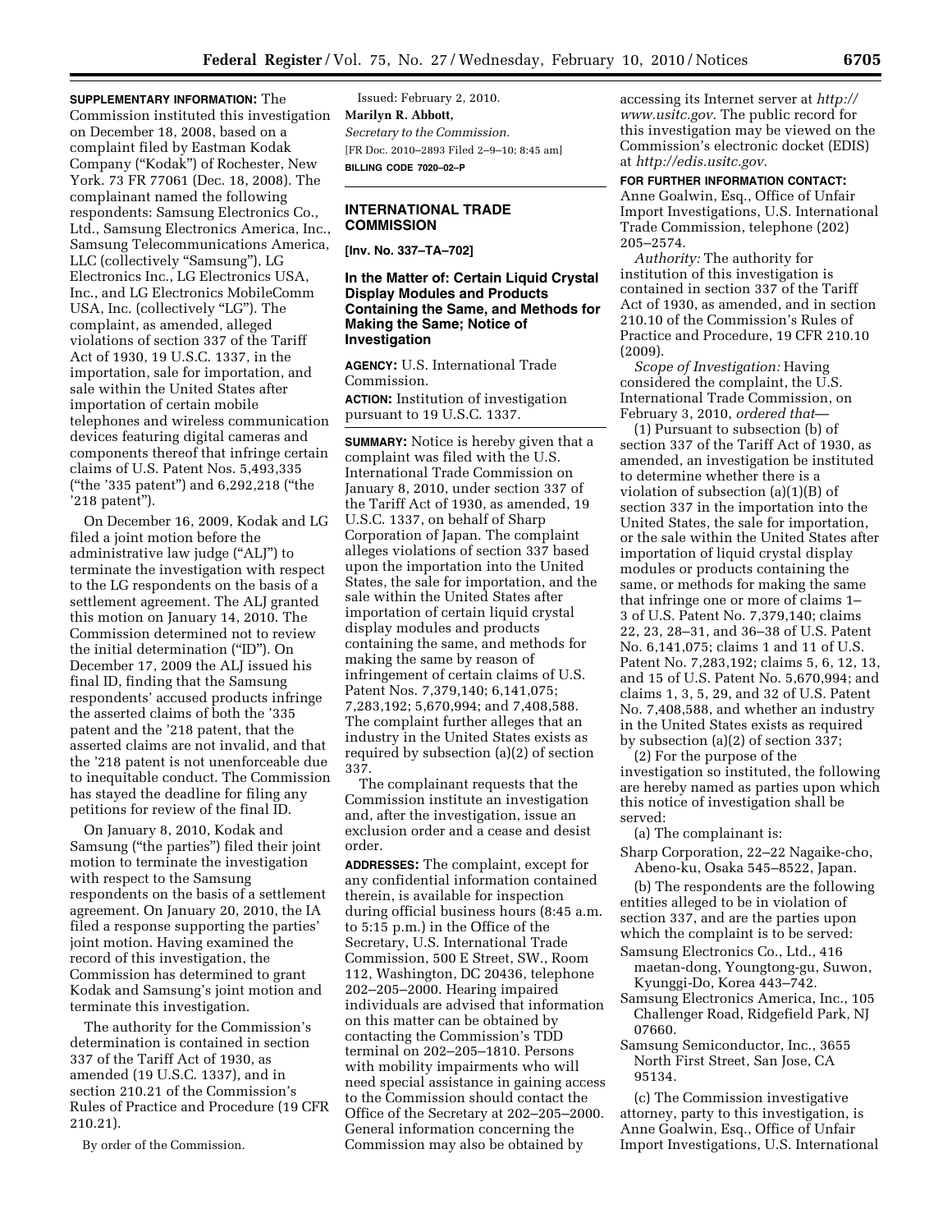**SUPPLEMENTARY INFORMATION:** The Commission instituted this investigation on December 18, 2008, based on a complaint filed by Eastman Kodak Company ("Kodak") of Rochester, New York. 73 FR 77061 (Dec. 18, 2008). The complainant named the following respondents: Samsung Electronics Co., Ltd., Samsung Electronics America, Inc., Samsung Telecommunications America, LLC (collectively "Samsung"), LG Electronics Inc., LG Electronics USA, Inc., and LG Electronics MobileComm USA, Inc. (collectively "LG"). The complaint, as amended, alleged violations of section 337 of the Tariff Act of 1930, 19 U.S.C. 1337, in the importation, sale for importation, and sale within the United States after importation of certain mobile telephones and wireless communication devices featuring digital cameras and components thereof that infringe certain claims of U.S. Patent Nos. 5,493,335 ("the '335 patent") and 6,292,218 ("the '218 patent").

On December 16, 2009, Kodak and LG filed a joint motion before the administrative law judge ("ALJ") to terminate the investigation with respect to the LG respondents on the basis of a settlement agreement. The ALJ granted this motion on January 14, 2010. The Commission determined not to review the initial determination ("ID"). On December 17, 2009 the ALJ issued his final ID, finding that the Samsung respondents' accused products infringe the asserted claims of both the '335 patent and the '218 patent, that the asserted claims are not invalid, and that the '218 patent is not unenforceable due to inequitable conduct. The Commission has stayed the deadline for filing any petitions for review of the final ID.

On January 8, 2010, Kodak and Samsung ("the parties") filed their joint motion to terminate the investigation with respect to the Samsung respondents on the basis of a settlement agreement. On January 20, 2010, the IA filed a response supporting the parties' joint motion. Having examined the record of this investigation, the Commission has determined to grant Kodak and Samsung's joint motion and terminate this investigation.

The authority for the Commission's determination is contained in section 337 of the Tariff Act of 1930, as amended (19 U.S.C. 1337), and in section 210.21 of the Commission's Rules of Practice and Procedure (19 CFR 210.21).

By order of the Commission.

Issued: February 2, 2010.

**Marilyn R. Abbott,**

*Secretary to the Commission.*

[FR Doc. 2010–2893 Filed 2–9–10; 8:45 am]

**BILLING CODE 7020–02–P**

## INTERNATIONAL TRADE COMMISSION

**[Inv. No. 337–TA–702]**

### In the Matter of: Certain Liquid Crystal Display Modules and Products Containing the Same, and Methods for Making the Same; Notice of Investigation

**AGENCY:** U.S. International Trade Commission.

**ACTION:** Institution of investigation pursuant to 19 U.S.C. 1337.

**SUMMARY:** Notice is hereby given that a complaint was filed with the U.S. International Trade Commission on January 8, 2010, under section 337 of the Tariff Act of 1930, as amended, 19 U.S.C. 1337, on behalf of Sharp Corporation of Japan. The complaint alleges violations of section 337 based upon the importation into the United States, the sale for importation, and the sale within the United States after importation of certain liquid crystal display modules and products containing the same, and methods for making the same by reason of infringement of certain claims of U.S. Patent Nos. 7,379,140; 6,141,075; 7,283,192; 5,670,994; and 7,408,588. The complaint further alleges that an industry in the United States exists as required by subsection (a)(2) of section 337.

The complainant requests that the Commission institute an investigation and, after the investigation, issue an exclusion order and a cease and desist order.

**ADDRESSES:** The complaint, except for any confidential information contained therein, is available for inspection during official business hours (8:45 a.m. to 5:15 p.m.) in the Office of the Secretary, U.S. International Trade Commission, 500 E Street, SW., Room 112, Washington, DC 20436, telephone 202–205–2000. Hearing impaired individuals are advised that information on this matter can be obtained by contacting the Commission's TDD terminal on 202–205–1810. Persons with mobility impairments who will need special assistance in gaining access to the Commission should contact the Office of the Secretary at 202–205–2000. General information concerning the Commission may also be obtained by accessing its Internet server at *http://www.usitc.gov.* The public record for this investigation may be viewed on the Commission's electronic docket (EDIS) at *http://edis.usitc.gov.*

**FOR FURTHER INFORMATION CONTACT:** Anne Goalwin, Esq., Office of Unfair Import Investigations, U.S. International Trade Commission, telephone (202) 205–2574.

*Authority:* The authority for institution of this investigation is contained in section 337 of the Tariff Act of 1930, as amended, and in section 210.10 of the Commission's Rules of Practice and Procedure, 19 CFR 210.10 (2009).

*Scope of Investigation:* Having considered the complaint, the U.S. International Trade Commission, on February 3, 2010, *ordered that*—

(1) Pursuant to subsection (b) of section 337 of the Tariff Act of 1930, as amended, an investigation be instituted to determine whether there is a violation of subsection (a)(1)(B) of section 337 in the importation into the United States, the sale for importation, or the sale within the United States after importation of liquid crystal display modules or products containing the same, or methods for making the same that infringe one or more of claims 1–3 of U.S. Patent No. 7,379,140; claims 22, 23, 28–31, and 36–38 of U.S. Patent No. 6,141,075; claims 1 and 11 of U.S. Patent No. 7,283,192; claims 5, 6, 12, 13, and 15 of U.S. Patent No. 5,670,994; and claims 1, 3, 5, 29, and 32 of U.S. Patent No. 7,408,588, and whether an industry in the United States exists as required by subsection (a)(2) of section 337;

(2) For the purpose of the investigation so instituted, the following are hereby named as parties upon which this notice of investigation shall be served:

(a) The complainant is:

Sharp Corporation, 22–22 Nagaike-cho, Abeno-ku, Osaka 545–8522, Japan.

(b) The respondents are the following entities alleged to be in violation of section 337, and are the parties upon which the complaint is to be served:

Samsung Electronics Co., Ltd., 416 maetan-dong, Youngtong-gu, Suwon, Kyunggi-Do, Korea 443–742.

Samsung Electronics America, Inc., 105 Challenger Road, Ridgefield Park, NJ 07660.

Samsung Semiconductor, Inc., 3655 North First Street, San Jose, CA 95134.

(c) The Commission investigative attorney, party to this investigation, is Anne Goalwin, Esq., Office of Unfair Import Investigations, U.S. International